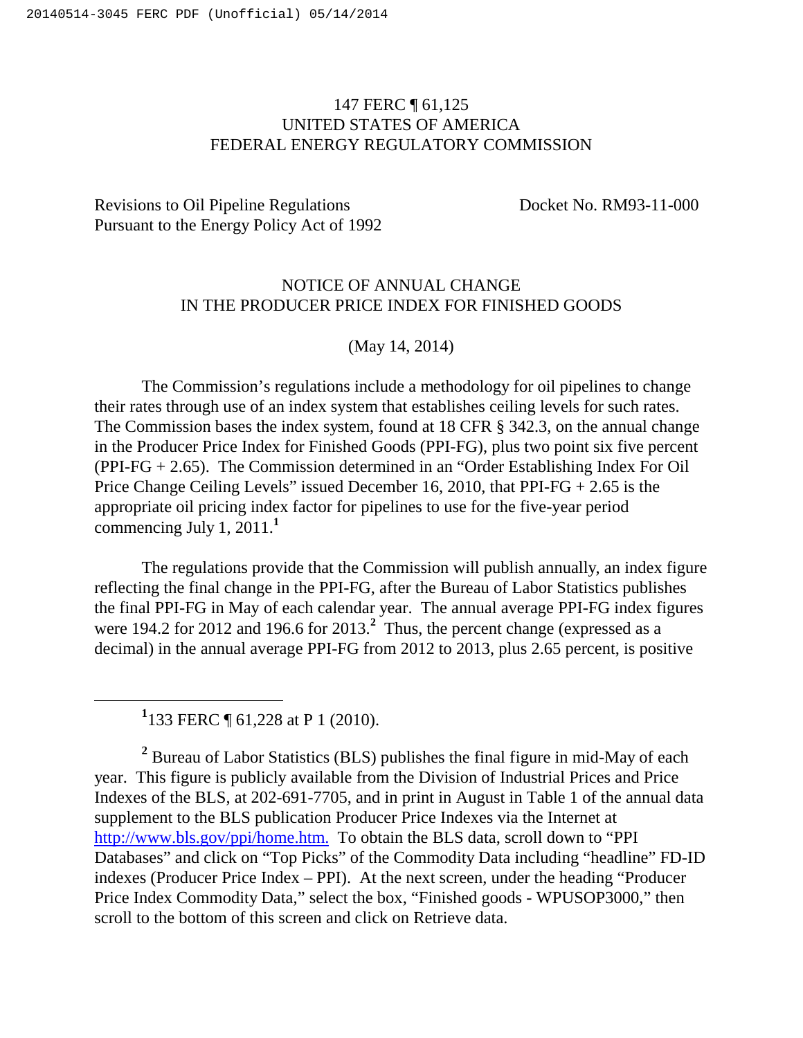147 FERC ¶ 61,125
UNITED STATES OF AMERICA
FEDERAL ENERGY REGULATORY COMMISSION

Revisions to Oil Pipeline Regulations Pursuant to the Energy Policy Act of 1992 — Docket No. RM93-11-000

NOTICE OF ANNUAL CHANGE
IN THE PRODUCER PRICE INDEX FOR FINISHED GOODS

(May 14, 2014)

The Commission's regulations include a methodology for oil pipelines to change their rates through use of an index system that establishes ceiling levels for such rates. The Commission bases the index system, found at 18 CFR § 342.3, on the annual change in the Producer Price Index for Finished Goods (PPI-FG), plus two point six five percent (PPI-FG + 2.65). The Commission determined in an "Order Establishing Index For Oil Price Change Ceiling Levels" issued December 16, 2010, that PPI-FG + 2.65 is the appropriate oil pricing index factor for pipelines to use for the five-year period commencing July 1, 2011.[1]

The regulations provide that the Commission will publish annually, an index figure reflecting the final change in the PPI-FG, after the Bureau of Labor Statistics publishes the final PPI-FG in May of each calendar year. The annual average PPI-FG index figures were 194.2 for 2012 and 196.6 for 2013.[2] Thus, the percent change (expressed as a decimal) in the annual average PPI-FG from 2012 to 2013, plus 2.65 percent, is positive

---

[1] 133 FERC ¶ 61,228 at P 1 (2010).

[2] Bureau of Labor Statistics (BLS) publishes the final figure in mid-May of each year. This figure is publicly available from the Division of Industrial Prices and Price Indexes of the BLS, at 202-691-7705, and in print in August in Table 1 of the annual data supplement to the BLS publication Producer Price Indexes via the Internet at http://www.bls.gov/ppi/home.htm. To obtain the BLS data, scroll down to "PPI Databases" and click on "Top Picks" of the Commodity Data including "headline" FD-ID indexes (Producer Price Index – PPI). At the next screen, under the heading "Producer Price Index Commodity Data," select the box, "Finished goods - WPUSOP3000," then scroll to the bottom of this screen and click on Retrieve data.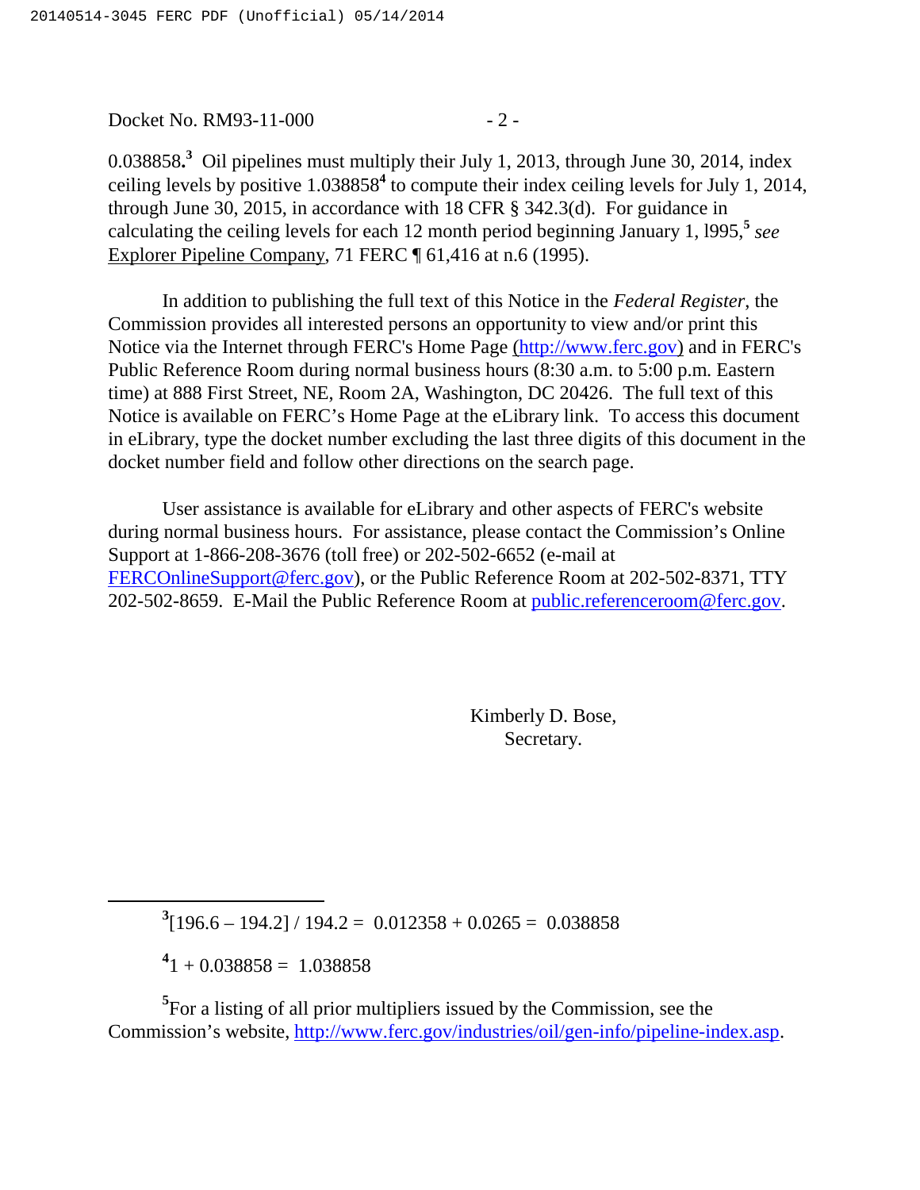0.038858.[3] Oil pipelines must multiply their July 1, 2013, through June 30, 2014, index ceiling levels by positive 1.038858[4] to compute their index ceiling levels for July 1, 2014, through June 30, 2015, in accordance with 18 CFR § 342.3(d). For guidance in calculating the ceiling levels for each 12 month period beginning January 1, l995,[5] *see* Explorer Pipeline Company, 71 FERC ¶ 61,416 at n.6 (1995).

In addition to publishing the full text of this Notice in the *Federal Register*, the Commission provides all interested persons an opportunity to view and/or print this Notice via the Internet through FERC's Home Page (http://www.ferc.gov) and in FERC's Public Reference Room during normal business hours (8:30 a.m. to 5:00 p.m. Eastern time) at 888 First Street, NE, Room 2A, Washington, DC 20426. The full text of this Notice is available on FERC's Home Page at the eLibrary link. To access this document in eLibrary, type the docket number excluding the last three digits of this document in the docket number field and follow other directions on the search page.

User assistance is available for eLibrary and other aspects of FERC's website during normal business hours. For assistance, please contact the Commission's Online Support at 1-866-208-3676 (toll free) or 202-502-6652 (e-mail at FERCOnlineSupport@ferc.gov), or the Public Reference Room at 202-502-8371, TTY 202-502-8659. E-Mail the Public Reference Room at public.referenceroom@ferc.gov.

Kimberly D. Bose,
Secretary.

---

[3] $[196.6 – 194.2] / 194.2 = 0.012358 + 0.0265 = 0.038858$

[4] $1 + 0.038858 = 1.038858$

[5] For a listing of all prior multipliers issued by the Commission, see the Commission's website, http://www.ferc.gov/industries/oil/gen-info/pipeline-index.asp.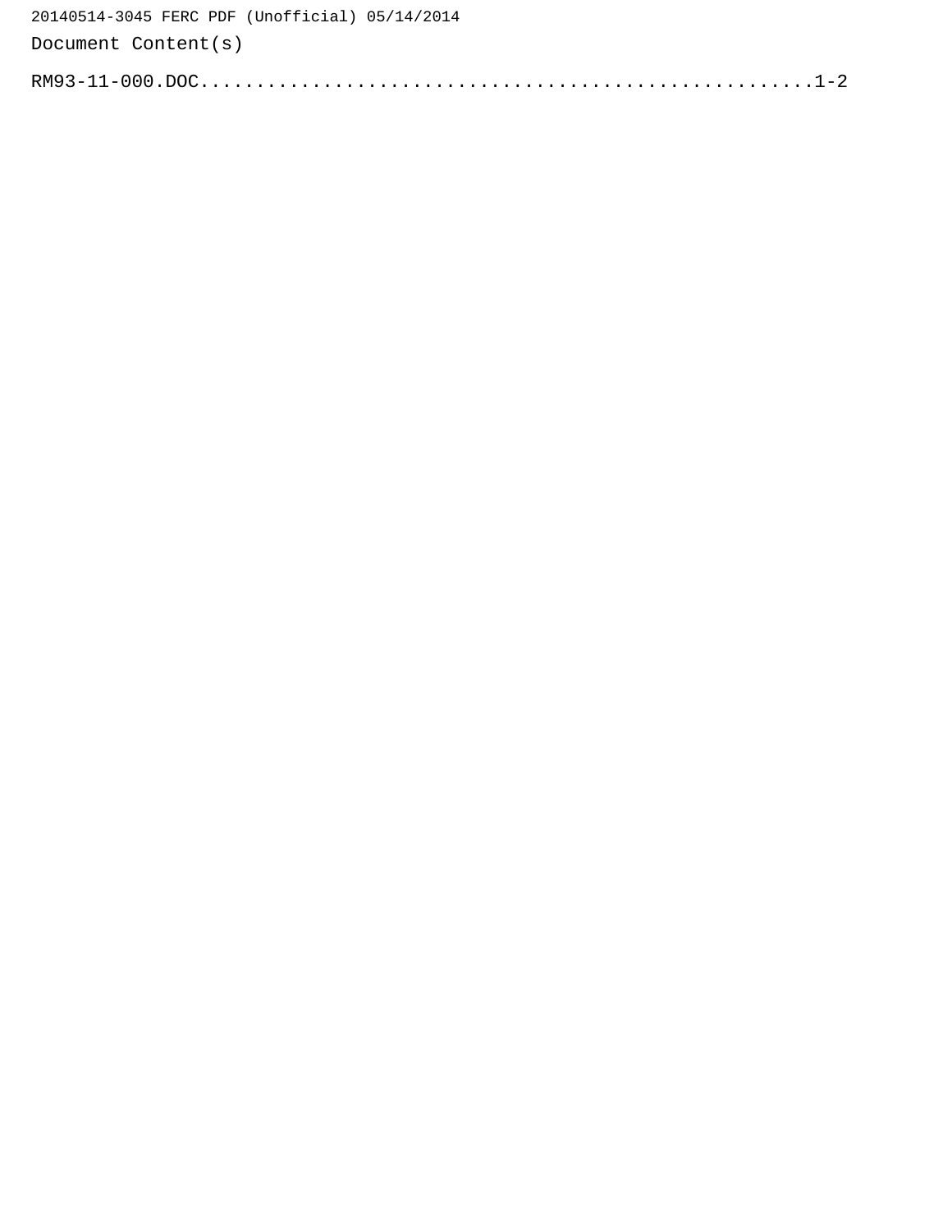Document Content(s)

RM93-11-000.DOC.......................................................1-2